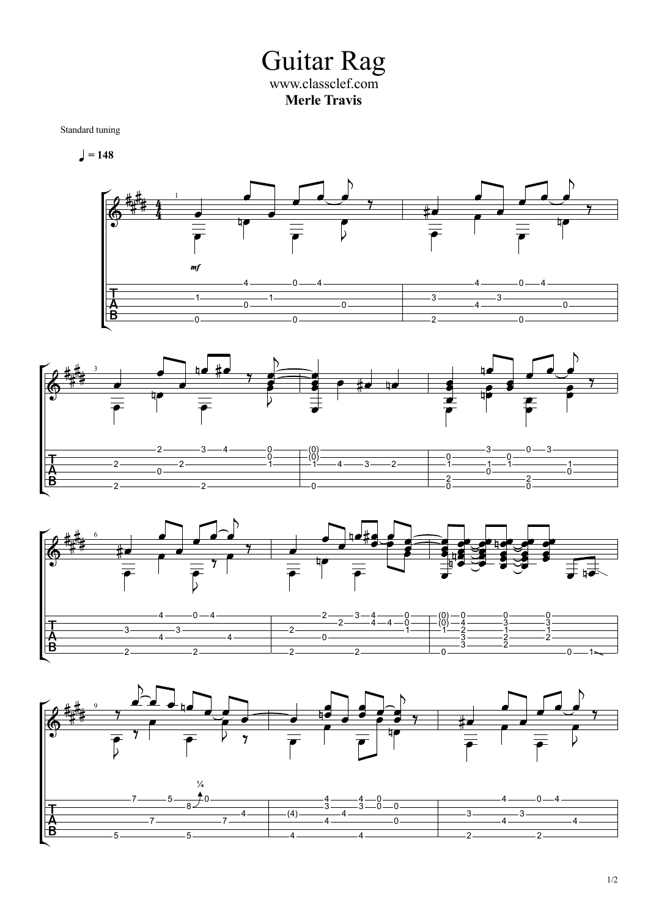# Guitar Rag

www.classclef.com

**Merle Travis**

Standard tuning

♩ = 148